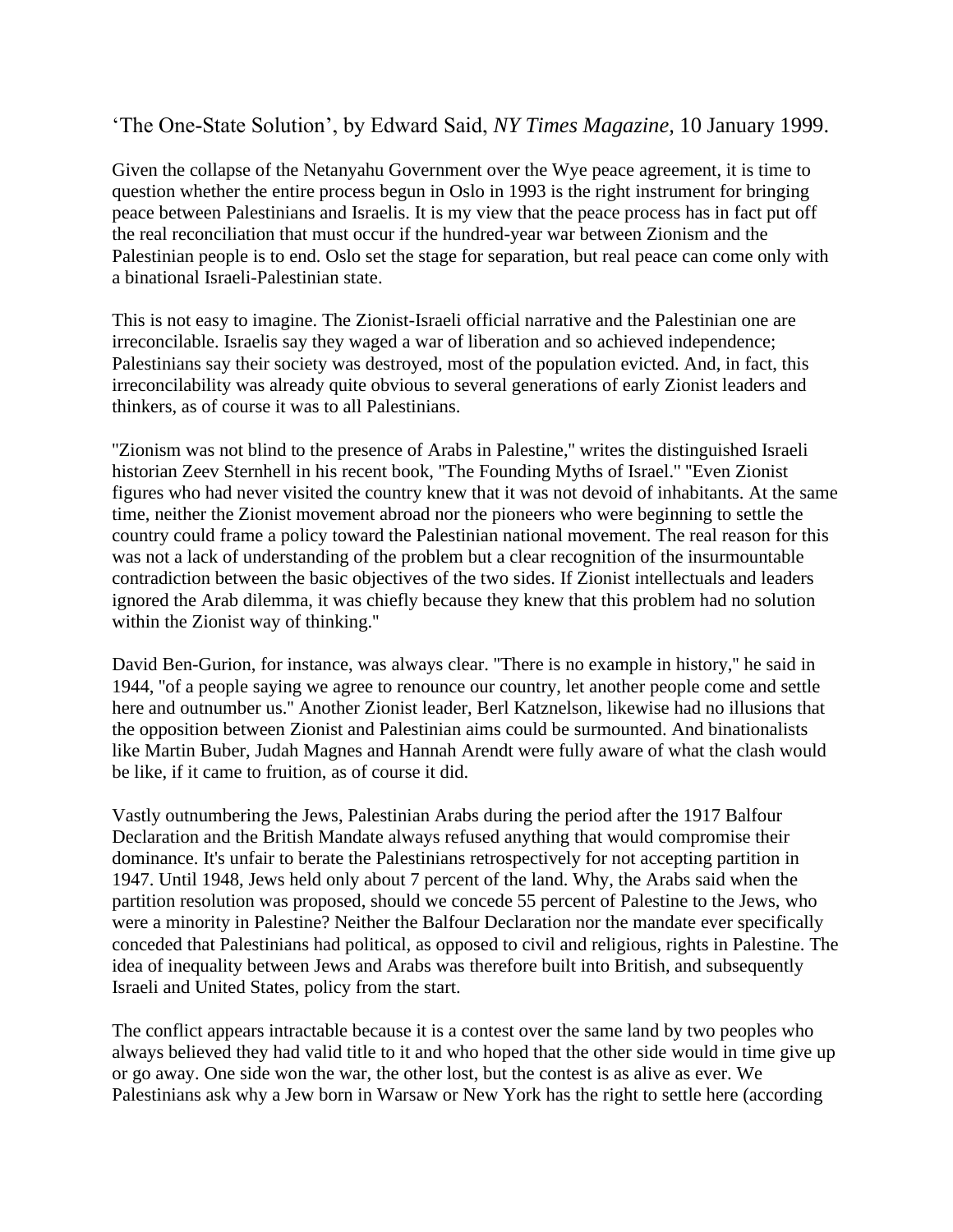‘The One-State Solution’, by Edward Said, *NY Times Magazine*, 10 January 1999.

Given the collapse of the Netanyahu Government over the Wye peace agreement, it is time to question whether the entire process begun in Oslo in 1993 is the right instrument for bringing peace between Palestinians and Israelis. It is my view that the peace process has in fact put off the real reconciliation that must occur if the hundred-year war between Zionism and the Palestinian people is to end. Oslo set the stage for separation, but real peace can come only with a binational Israeli-Palestinian state.

This is not easy to imagine. The Zionist-Israeli official narrative and the Palestinian one are irreconcilable. Israelis say they waged a war of liberation and so achieved independence; Palestinians say their society was destroyed, most of the population evicted. And, in fact, this irreconcilability was already quite obvious to several generations of early Zionist leaders and thinkers, as of course it was to all Palestinians.

"Zionism was not blind to the presence of Arabs in Palestine," writes the distinguished Israeli historian Zeev Sternhell in his recent book, "The Founding Myths of Israel." "Even Zionist figures who had never visited the country knew that it was not devoid of inhabitants. At the same time, neither the Zionist movement abroad nor the pioneers who were beginning to settle the country could frame a policy toward the Palestinian national movement. The real reason for this was not a lack of understanding of the problem but a clear recognition of the insurmountable contradiction between the basic objectives of the two sides. If Zionist intellectuals and leaders ignored the Arab dilemma, it was chiefly because they knew that this problem had no solution within the Zionist way of thinking."

David Ben-Gurion, for instance, was always clear. "There is no example in history," he said in 1944, "of a people saying we agree to renounce our country, let another people come and settle here and outnumber us." Another Zionist leader, Berl Katznelson, likewise had no illusions that the opposition between Zionist and Palestinian aims could be surmounted. And binationalists like Martin Buber, Judah Magnes and Hannah Arendt were fully aware of what the clash would be like, if it came to fruition, as of course it did.

Vastly outnumbering the Jews, Palestinian Arabs during the period after the 1917 Balfour Declaration and the British Mandate always refused anything that would compromise their dominance. It's unfair to berate the Palestinians retrospectively for not accepting partition in 1947. Until 1948, Jews held only about 7 percent of the land. Why, the Arabs said when the partition resolution was proposed, should we concede 55 percent of Palestine to the Jews, who were a minority in Palestine? Neither the Balfour Declaration nor the mandate ever specifically conceded that Palestinians had political, as opposed to civil and religious, rights in Palestine. The idea of inequality between Jews and Arabs was therefore built into British, and subsequently Israeli and United States, policy from the start.

The conflict appears intractable because it is a contest over the same land by two peoples who always believed they had valid title to it and who hoped that the other side would in time give up or go away. One side won the war, the other lost, but the contest is as alive as ever. We Palestinians ask why a Jew born in Warsaw or New York has the right to settle here (according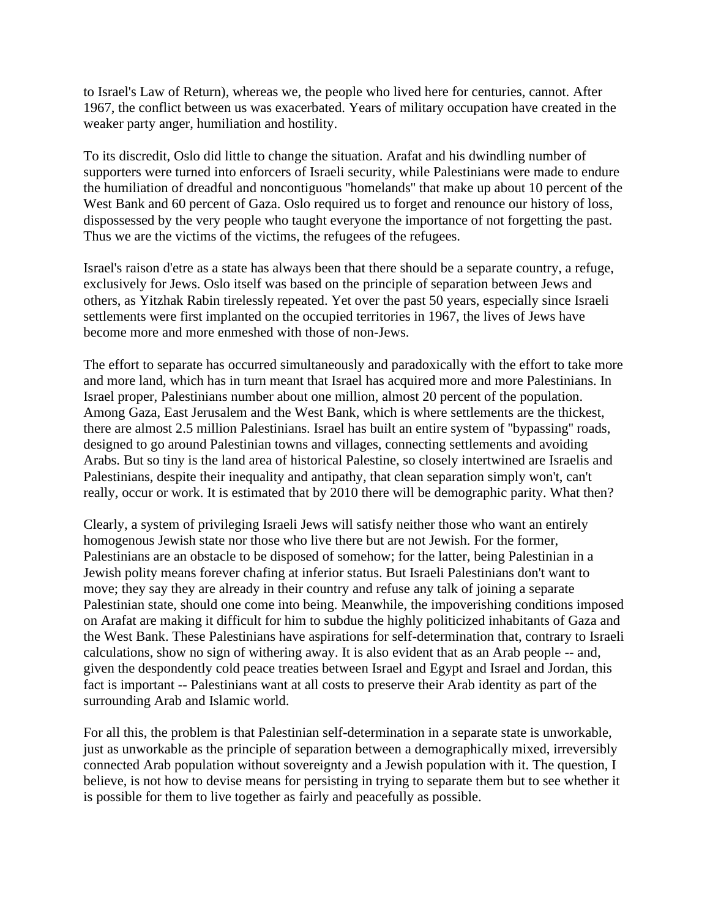to Israel's Law of Return), whereas we, the people who lived here for centuries, cannot. After 1967, the conflict between us was exacerbated. Years of military occupation have created in the weaker party anger, humiliation and hostility.

To its discredit, Oslo did little to change the situation. Arafat and his dwindling number of supporters were turned into enforcers of Israeli security, while Palestinians were made to endure the humiliation of dreadful and noncontiguous "homelands" that make up about 10 percent of the West Bank and 60 percent of Gaza. Oslo required us to forget and renounce our history of loss, dispossessed by the very people who taught everyone the importance of not forgetting the past. Thus we are the victims of the victims, the refugees of the refugees.

Israel's raison d'etre as a state has always been that there should be a separate country, a refuge, exclusively for Jews. Oslo itself was based on the principle of separation between Jews and others, as Yitzhak Rabin tirelessly repeated. Yet over the past 50 years, especially since Israeli settlements were first implanted on the occupied territories in 1967, the lives of Jews have become more and more enmeshed with those of non-Jews.

The effort to separate has occurred simultaneously and paradoxically with the effort to take more and more land, which has in turn meant that Israel has acquired more and more Palestinians. In Israel proper, Palestinians number about one million, almost 20 percent of the population. Among Gaza, East Jerusalem and the West Bank, which is where settlements are the thickest, there are almost 2.5 million Palestinians. Israel has built an entire system of "bypassing" roads, designed to go around Palestinian towns and villages, connecting settlements and avoiding Arabs. But so tiny is the land area of historical Palestine, so closely intertwined are Israelis and Palestinians, despite their inequality and antipathy, that clean separation simply won't, can't really, occur or work. It is estimated that by 2010 there will be demographic parity. What then?

Clearly, a system of privileging Israeli Jews will satisfy neither those who want an entirely homogenous Jewish state nor those who live there but are not Jewish. For the former, Palestinians are an obstacle to be disposed of somehow; for the latter, being Palestinian in a Jewish polity means forever chafing at inferior status. But Israeli Palestinians don't want to move; they say they are already in their country and refuse any talk of joining a separate Palestinian state, should one come into being. Meanwhile, the impoverishing conditions imposed on Arafat are making it difficult for him to subdue the highly politicized inhabitants of Gaza and the West Bank. These Palestinians have aspirations for self-determination that, contrary to Israeli calculations, show no sign of withering away. It is also evident that as an Arab people -- and, given the despondently cold peace treaties between Israel and Egypt and Israel and Jordan, this fact is important -- Palestinians want at all costs to preserve their Arab identity as part of the surrounding Arab and Islamic world.

For all this, the problem is that Palestinian self-determination in a separate state is unworkable, just as unworkable as the principle of separation between a demographically mixed, irreversibly connected Arab population without sovereignty and a Jewish population with it. The question, I believe, is not how to devise means for persisting in trying to separate them but to see whether it is possible for them to live together as fairly and peacefully as possible.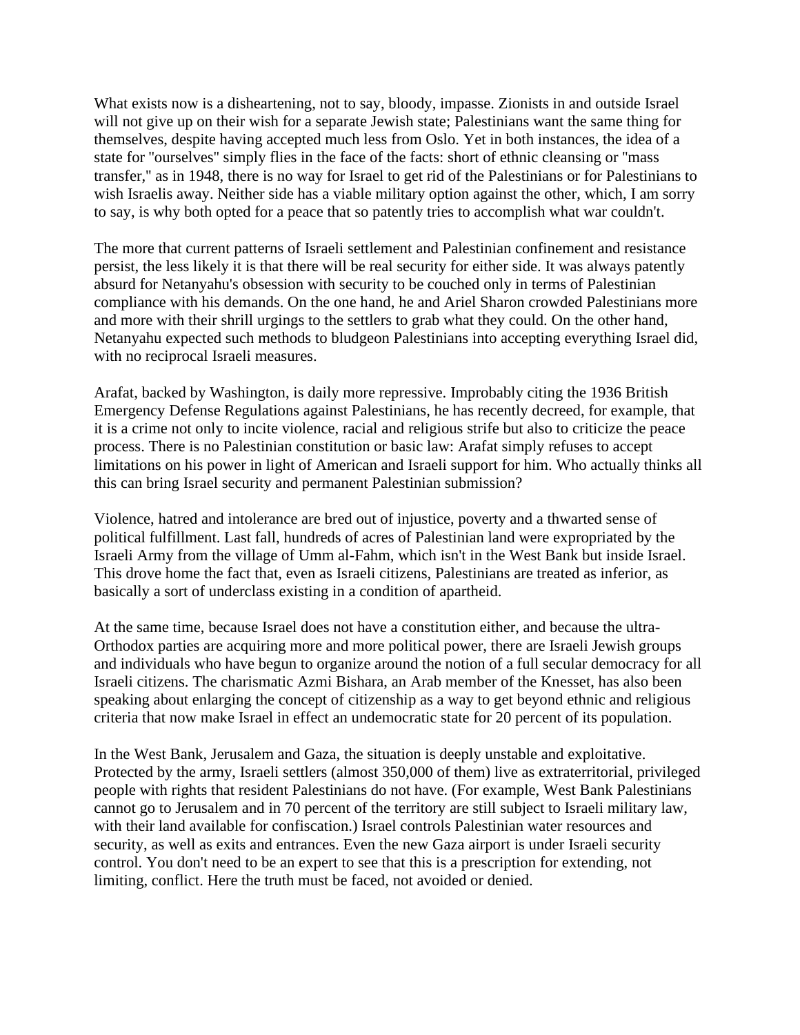What exists now is a disheartening, not to say, bloody, impasse. Zionists in and outside Israel will not give up on their wish for a separate Jewish state; Palestinians want the same thing for themselves, despite having accepted much less from Oslo. Yet in both instances, the idea of a state for "ourselves" simply flies in the face of the facts: short of ethnic cleansing or "mass transfer," as in 1948, there is no way for Israel to get rid of the Palestinians or for Palestinians to wish Israelis away. Neither side has a viable military option against the other, which, I am sorry to say, is why both opted for a peace that so patently tries to accomplish what war couldn't.

The more that current patterns of Israeli settlement and Palestinian confinement and resistance persist, the less likely it is that there will be real security for either side. It was always patently absurd for Netanyahu's obsession with security to be couched only in terms of Palestinian compliance with his demands. On the one hand, he and Ariel Sharon crowded Palestinians more and more with their shrill urgings to the settlers to grab what they could. On the other hand, Netanyahu expected such methods to bludgeon Palestinians into accepting everything Israel did, with no reciprocal Israeli measures.

Arafat, backed by Washington, is daily more repressive. Improbably citing the 1936 British Emergency Defense Regulations against Palestinians, he has recently decreed, for example, that it is a crime not only to incite violence, racial and religious strife but also to criticize the peace process. There is no Palestinian constitution or basic law: Arafat simply refuses to accept limitations on his power in light of American and Israeli support for him. Who actually thinks all this can bring Israel security and permanent Palestinian submission?

Violence, hatred and intolerance are bred out of injustice, poverty and a thwarted sense of political fulfillment. Last fall, hundreds of acres of Palestinian land were expropriated by the Israeli Army from the village of Umm al-Fahm, which isn't in the West Bank but inside Israel. This drove home the fact that, even as Israeli citizens, Palestinians are treated as inferior, as basically a sort of underclass existing in a condition of apartheid.

At the same time, because Israel does not have a constitution either, and because the ultra-Orthodox parties are acquiring more and more political power, there are Israeli Jewish groups and individuals who have begun to organize around the notion of a full secular democracy for all Israeli citizens. The charismatic Azmi Bishara, an Arab member of the Knesset, has also been speaking about enlarging the concept of citizenship as a way to get beyond ethnic and religious criteria that now make Israel in effect an undemocratic state for 20 percent of its population.

In the West Bank, Jerusalem and Gaza, the situation is deeply unstable and exploitative. Protected by the army, Israeli settlers (almost 350,000 of them) live as extraterritorial, privileged people with rights that resident Palestinians do not have. (For example, West Bank Palestinians cannot go to Jerusalem and in 70 percent of the territory are still subject to Israeli military law, with their land available for confiscation.) Israel controls Palestinian water resources and security, as well as exits and entrances. Even the new Gaza airport is under Israeli security control. You don't need to be an expert to see that this is a prescription for extending, not limiting, conflict. Here the truth must be faced, not avoided or denied.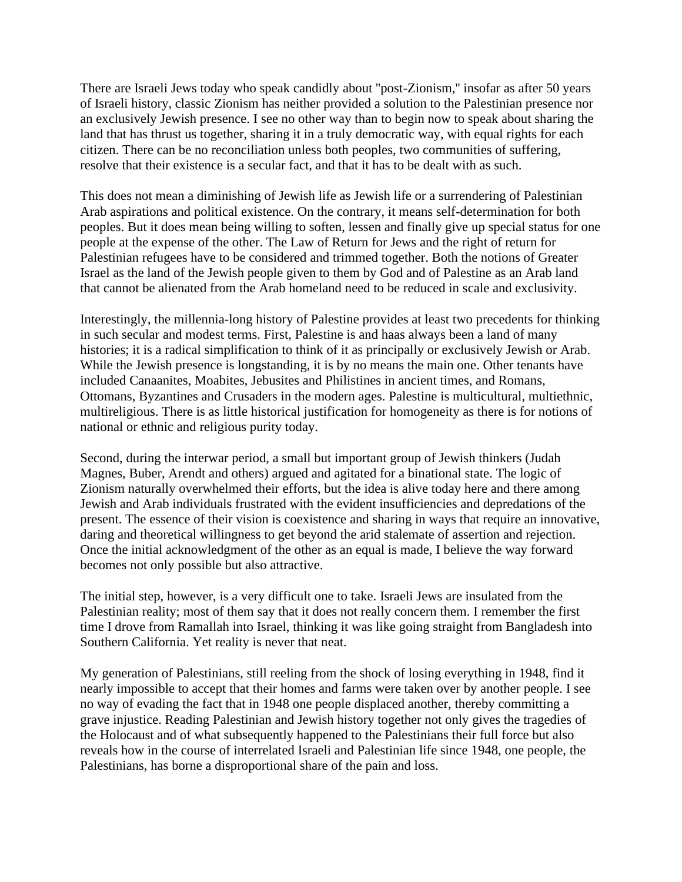There are Israeli Jews today who speak candidly about "post-Zionism," insofar as after 50 years of Israeli history, classic Zionism has neither provided a solution to the Palestinian presence nor an exclusively Jewish presence. I see no other way than to begin now to speak about sharing the land that has thrust us together, sharing it in a truly democratic way, with equal rights for each citizen. There can be no reconciliation unless both peoples, two communities of suffering, resolve that their existence is a secular fact, and that it has to be dealt with as such.

This does not mean a diminishing of Jewish life as Jewish life or a surrendering of Palestinian Arab aspirations and political existence. On the contrary, it means self-determination for both peoples. But it does mean being willing to soften, lessen and finally give up special status for one people at the expense of the other. The Law of Return for Jews and the right of return for Palestinian refugees have to be considered and trimmed together. Both the notions of Greater Israel as the land of the Jewish people given to them by God and of Palestine as an Arab land that cannot be alienated from the Arab homeland need to be reduced in scale and exclusivity.

Interestingly, the millennia-long history of Palestine provides at least two precedents for thinking in such secular and modest terms. First, Palestine is and haas always been a land of many histories; it is a radical simplification to think of it as principally or exclusively Jewish or Arab. While the Jewish presence is longstanding, it is by no means the main one. Other tenants have included Canaanites, Moabites, Jebusites and Philistines in ancient times, and Romans, Ottomans, Byzantines and Crusaders in the modern ages. Palestine is multicultural, multiethnic, multireligious. There is as little historical justification for homogeneity as there is for notions of national or ethnic and religious purity today.

Second, during the interwar period, a small but important group of Jewish thinkers (Judah Magnes, Buber, Arendt and others) argued and agitated for a binational state. The logic of Zionism naturally overwhelmed their efforts, but the idea is alive today here and there among Jewish and Arab individuals frustrated with the evident insufficiencies and depredations of the present. The essence of their vision is coexistence and sharing in ways that require an innovative, daring and theoretical willingness to get beyond the arid stalemate of assertion and rejection. Once the initial acknowledgment of the other as an equal is made, I believe the way forward becomes not only possible but also attractive.

The initial step, however, is a very difficult one to take. Israeli Jews are insulated from the Palestinian reality; most of them say that it does not really concern them. I remember the first time I drove from Ramallah into Israel, thinking it was like going straight from Bangladesh into Southern California. Yet reality is never that neat.

My generation of Palestinians, still reeling from the shock of losing everything in 1948, find it nearly impossible to accept that their homes and farms were taken over by another people. I see no way of evading the fact that in 1948 one people displaced another, thereby committing a grave injustice. Reading Palestinian and Jewish history together not only gives the tragedies of the Holocaust and of what subsequently happened to the Palestinians their full force but also reveals how in the course of interrelated Israeli and Palestinian life since 1948, one people, the Palestinians, has borne a disproportional share of the pain and loss.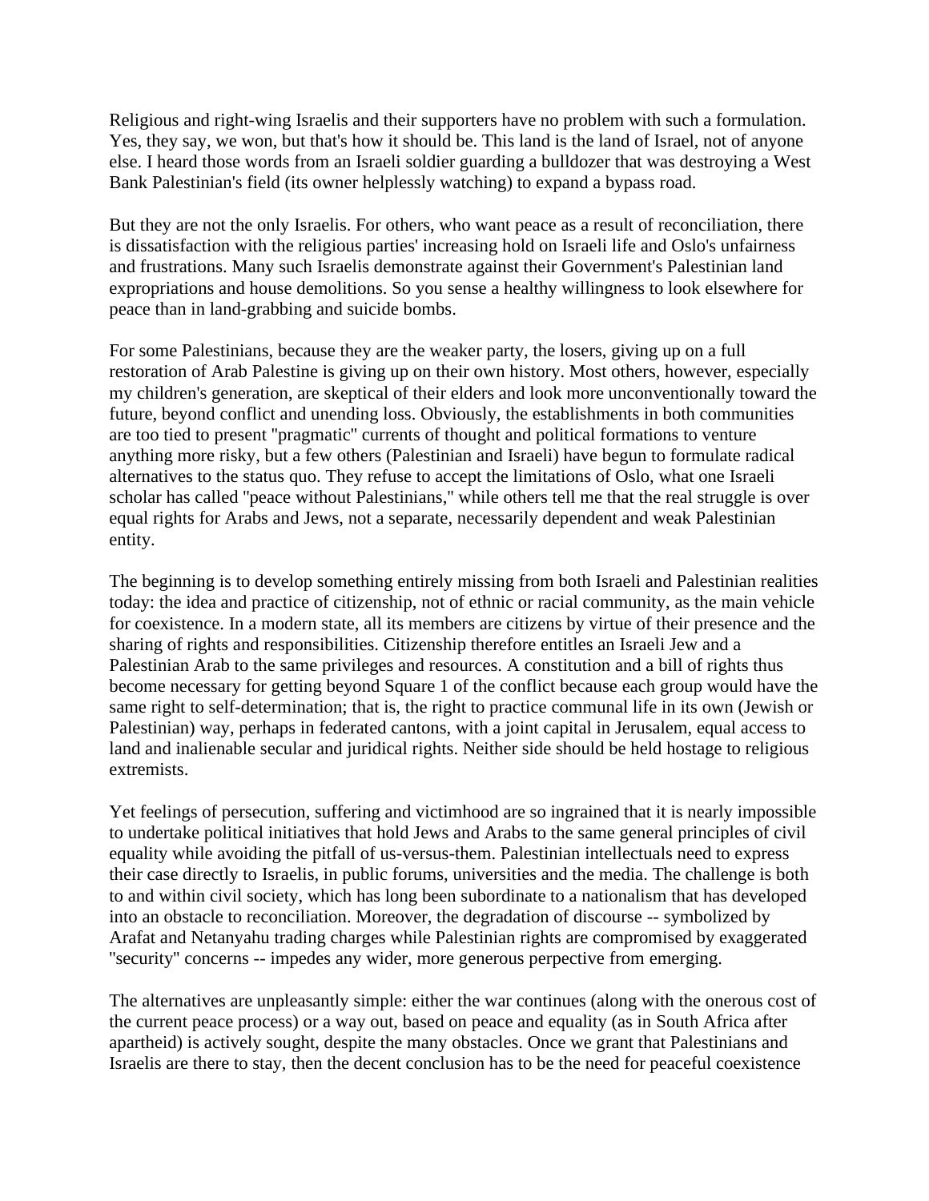Religious and right-wing Israelis and their supporters have no problem with such a formulation. Yes, they say, we won, but that's how it should be. This land is the land of Israel, not of anyone else. I heard those words from an Israeli soldier guarding a bulldozer that was destroying a West Bank Palestinian's field (its owner helplessly watching) to expand a bypass road.

But they are not the only Israelis. For others, who want peace as a result of reconciliation, there is dissatisfaction with the religious parties' increasing hold on Israeli life and Oslo's unfairness and frustrations. Many such Israelis demonstrate against their Government's Palestinian land expropriations and house demolitions. So you sense a healthy willingness to look elsewhere for peace than in land-grabbing and suicide bombs.

For some Palestinians, because they are the weaker party, the losers, giving up on a full restoration of Arab Palestine is giving up on their own history. Most others, however, especially my children's generation, are skeptical of their elders and look more unconventionally toward the future, beyond conflict and unending loss. Obviously, the establishments in both communities are too tied to present "pragmatic" currents of thought and political formations to venture anything more risky, but a few others (Palestinian and Israeli) have begun to formulate radical alternatives to the status quo. They refuse to accept the limitations of Oslo, what one Israeli scholar has called "peace without Palestinians," while others tell me that the real struggle is over equal rights for Arabs and Jews, not a separate, necessarily dependent and weak Palestinian entity.

The beginning is to develop something entirely missing from both Israeli and Palestinian realities today: the idea and practice of citizenship, not of ethnic or racial community, as the main vehicle for coexistence. In a modern state, all its members are citizens by virtue of their presence and the sharing of rights and responsibilities. Citizenship therefore entitles an Israeli Jew and a Palestinian Arab to the same privileges and resources. A constitution and a bill of rights thus become necessary for getting beyond Square 1 of the conflict because each group would have the same right to self-determination; that is, the right to practice communal life in its own (Jewish or Palestinian) way, perhaps in federated cantons, with a joint capital in Jerusalem, equal access to land and inalienable secular and juridical rights. Neither side should be held hostage to religious extremists.

Yet feelings of persecution, suffering and victimhood are so ingrained that it is nearly impossible to undertake political initiatives that hold Jews and Arabs to the same general principles of civil equality while avoiding the pitfall of us-versus-them. Palestinian intellectuals need to express their case directly to Israelis, in public forums, universities and the media. The challenge is both to and within civil society, which has long been subordinate to a nationalism that has developed into an obstacle to reconciliation. Moreover, the degradation of discourse -- symbolized by Arafat and Netanyahu trading charges while Palestinian rights are compromised by exaggerated "security" concerns -- impedes any wider, more generous perpective from emerging.

The alternatives are unpleasantly simple: either the war continues (along with the onerous cost of the current peace process) or a way out, based on peace and equality (as in South Africa after apartheid) is actively sought, despite the many obstacles. Once we grant that Palestinians and Israelis are there to stay, then the decent conclusion has to be the need for peaceful coexistence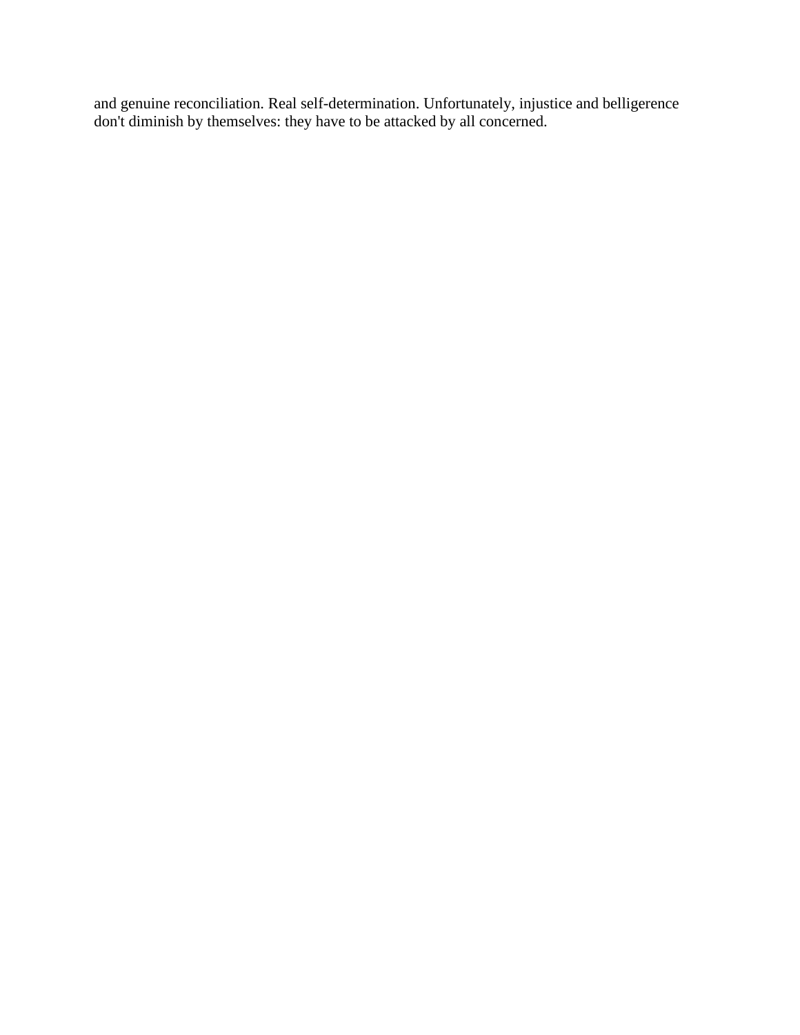and genuine reconciliation. Real self-determination. Unfortunately, injustice and belligerence don't diminish by themselves: they have to be attacked by all concerned.